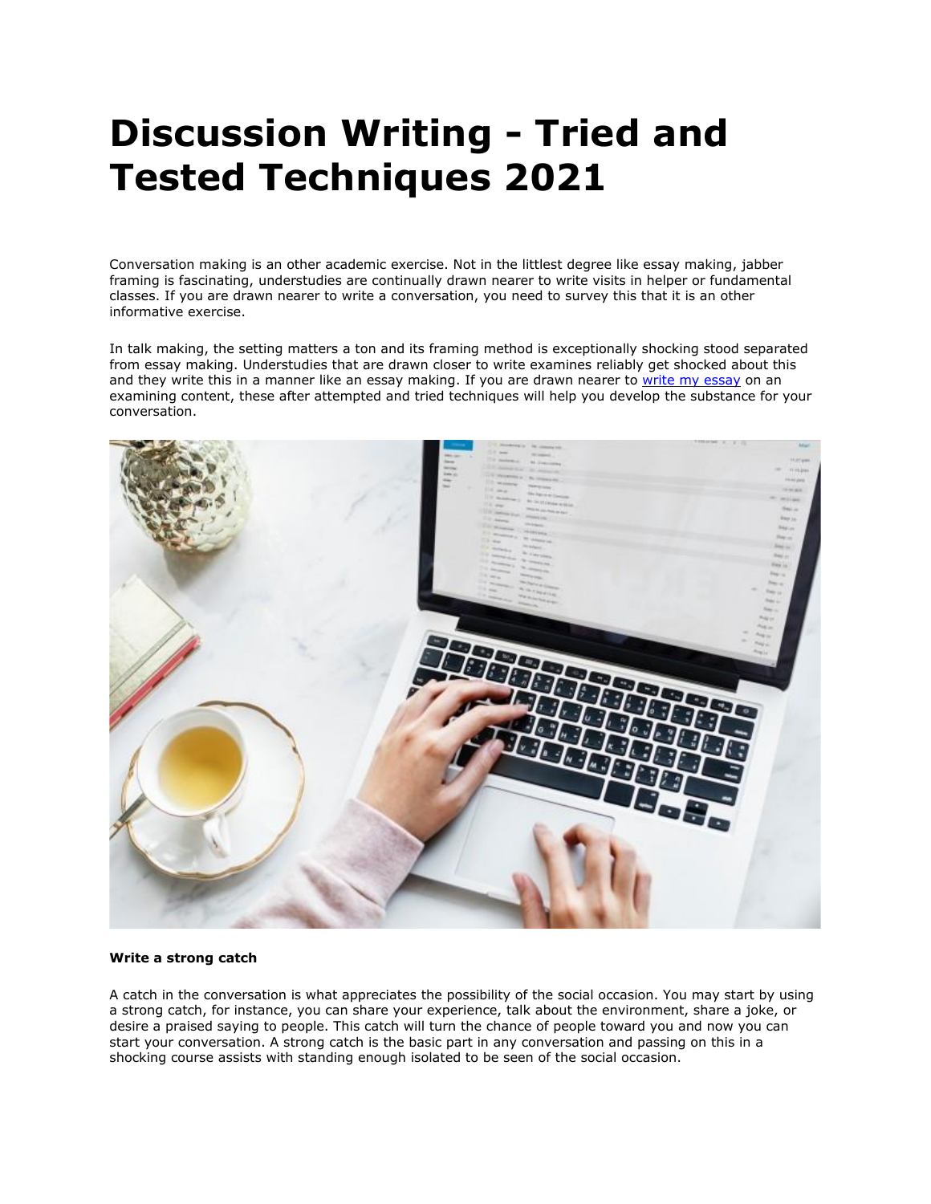# Discussion Writing - Tried and Tested Techniques 2021

Conversation making is an other academic exercise. Not in the littlest degree like essay making, jabber framing is fascinating, understudies are continually drawn nearer to write visits in helper or fundamental classes. If you are drawn nearer to write a conversation, you need to survey this that it is an other informative exercise.

In talk making, the setting matters a ton and its framing method is exceptionally shocking stood separated from essay making. Understudies that are drawn closer to write examines reliably get shocked about this and they write this in a manner like an essay making. If you are drawn nearer to [write my essay]() on an examining content, these after attempted and tried techniques will help you develop the substance for your conversation.

**Write a strong catch**

A catch in the conversation is what appreciates the possibility of the social occasion. You may start by using a strong catch, for instance, you can share your experience, talk about the environment, share a joke, or desire a praised saying to people. This catch will turn the chance of people toward you and now you can start your conversation. A strong catch is the basic part in any conversation and passing on this in a shocking course assists with standing enough isolated to be seen of the social occasion.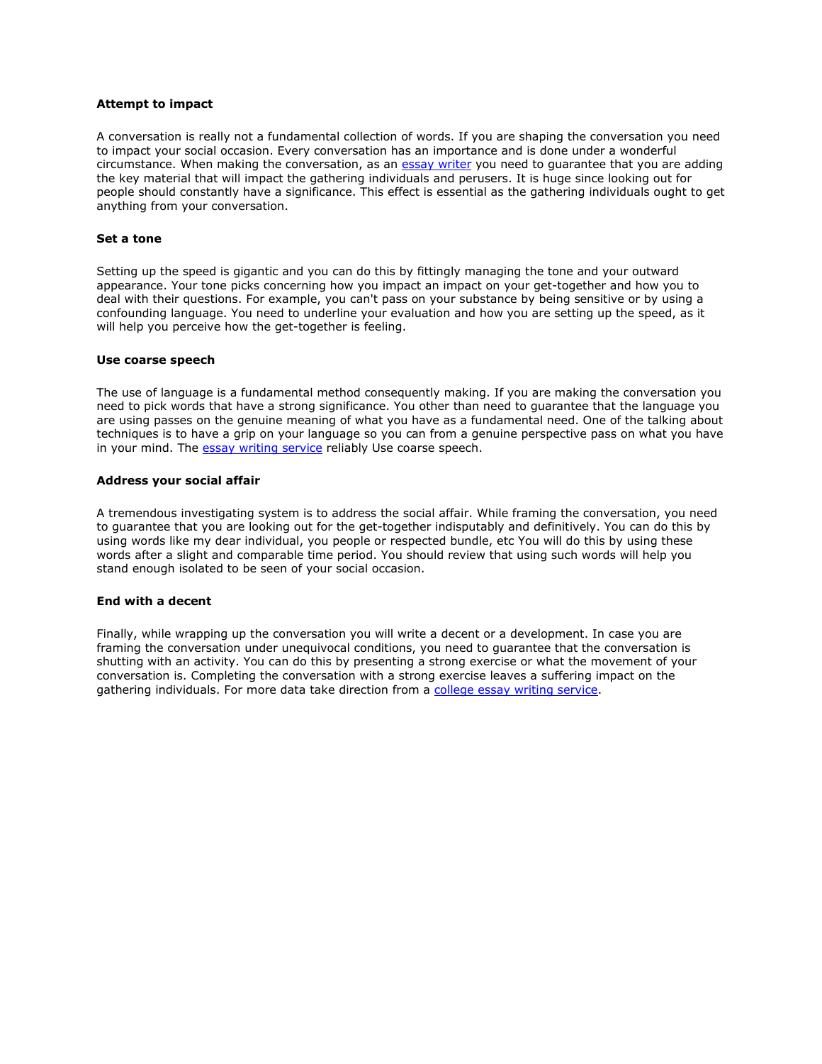### Attempt to impact

A conversation is really not a fundamental collection of words. If you are shaping the conversation you need to impact your social occasion. Every conversation has an importance and is done under a wonderful circumstance. When making the conversation, as an [essay writer](essay writer) you need to guarantee that you are adding the key material that will impact the gathering individuals and perusers. It is huge since looking out for people should constantly have a significance. This effect is essential as the gathering individuals ought to get anything from your conversation.

### Set a tone

Setting up the speed is gigantic and you can do this by fittingly managing the tone and your outward appearance. Your tone picks concerning how you impact an impact on your get-together and how you to deal with their questions. For example, you can't pass on your substance by being sensitive or by using a confounding language. You need to underline your evaluation and how you are setting up the speed, as it will help you perceive how the get-together is feeling.

### Use coarse speech

The use of language is a fundamental method consequently making. If you are making the conversation you need to pick words that have a strong significance. You other than need to guarantee that the language you are using passes on the genuine meaning of what you have as a fundamental need. One of the talking about techniques is to have a grip on your language so you can from a genuine perspective pass on what you have in your mind. The [essay writing service](essay writing service) reliably Use coarse speech.

### Address your social affair

A tremendous investigating system is to address the social affair. While framing the conversation, you need to guarantee that you are looking out for the get-together indisputably and definitively. You can do this by using words like my dear individual, you people or respected bundle, etc You will do this by using these words after a slight and comparable time period. You should review that using such words will help you stand enough isolated to be seen of your social occasion.

### End with a decent

Finally, while wrapping up the conversation you will write a decent or a development. In case you are framing the conversation under unequivocal conditions, you need to guarantee that the conversation is shutting with an activity. You can do this by presenting a strong exercise or what the movement of your conversation is. Completing the conversation with a strong exercise leaves a suffering impact on the gathering individuals. For more data take direction from a [college essay writing service](college essay writing service).